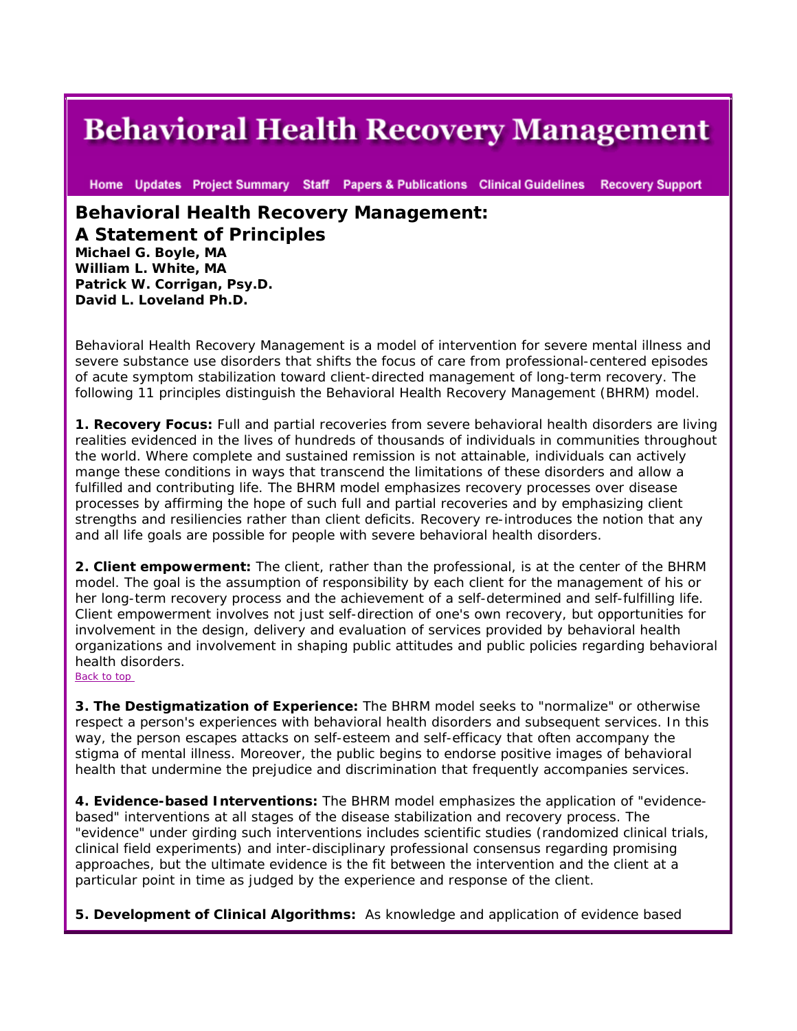# Behavioral Health Recovery Management

Home Updates Project Summary Staff Papers & Publications Clinical Guidelines Recovery Support

## Behavioral Health Recovery Management: A Statement of Principles

**Michael G. Boyle, MA**
**William L. White, MA**
**Patrick W. Corrigan, Psy.D.**
**David L. Loveland Ph.D.**

Behavioral Health Recovery Management is a model of intervention for severe mental illness and severe substance use disorders that shifts the focus of care from professional-centered episodes of acute symptom stabilization toward client-directed management of long-term recovery. The following 11 principles distinguish the Behavioral Health Recovery Management (BHRM) model.

**1. Recovery Focus:** Full and partial recoveries from severe behavioral health disorders are living realities evidenced in the lives of hundreds of thousands of individuals in communities throughout the world. Where complete and sustained remission is not attainable, individuals can actively mange these conditions in ways that transcend the limitations of these disorders and allow a fulfilled and contributing life. The BHRM model emphasizes recovery processes over disease processes by affirming the hope of such full and partial recoveries and by emphasizing client strengths and resiliencies rather than client deficits. Recovery re-introduces the notion that any and all life goals are possible for people with severe behavioral health disorders.

**2. Client empowerment:** The client, rather than the professional, is at the center of the BHRM model. The goal is the assumption of responsibility by each client for the management of his or her long-term recovery process and the achievement of a self-determined and self-fulfilling life. Client empowerment involves not just self-direction of one's own recovery, but opportunities for involvement in the design, delivery and evaluation of services provided by behavioral health organizations and involvement in shaping public attitudes and public policies regarding behavioral health disorders.

Back to top

**3. The Destigmatization of Experience:** The BHRM model seeks to "normalize" or otherwise respect a person's experiences with behavioral health disorders and subsequent services. In this way, the person escapes attacks on self-esteem and self-efficacy that often accompany the stigma of mental illness. Moreover, the public begins to endorse positive images of behavioral health that undermine the prejudice and discrimination that frequently accompanies services.

**4. Evidence-based Interventions:** The BHRM model emphasizes the application of "evidence-based" interventions at all stages of the disease stabilization and recovery process. The "evidence" under girding such interventions includes scientific studies (randomized clinical trials, clinical field experiments) and inter-disciplinary professional consensus regarding promising approaches, but the ultimate evidence is the fit between the intervention and the client at a particular point in time as judged by the experience and response of the client.

**5. Development of Clinical Algorithms:** As knowledge and application of evidence based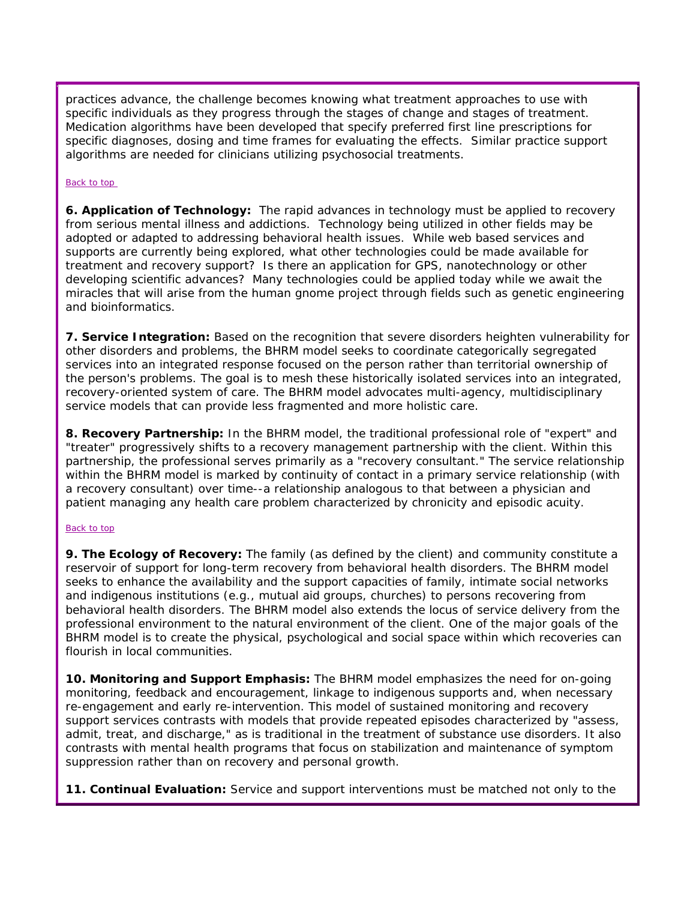practices advance, the challenge becomes knowing what treatment approaches to use with specific individuals as they progress through the stages of change and stages of treatment. Medication algorithms have been developed that specify preferred first line prescriptions for specific diagnoses, dosing and time frames for evaluating the effects. Similar practice support algorithms are needed for clinicians utilizing psychosocial treatments.

Back to top

**6. Application of Technology:** The rapid advances in technology must be applied to recovery from serious mental illness and addictions. Technology being utilized in other fields may be adopted or adapted to addressing behavioral health issues. While web based services and supports are currently being explored, what other technologies could be made available for treatment and recovery support? Is there an application for GPS, nanotechnology or other developing scientific advances? Many technologies could be applied today while we await the miracles that will arise from the human gnome project through fields such as genetic engineering and bioinformatics.

**7. Service Integration:** Based on the recognition that severe disorders heighten vulnerability for other disorders and problems, the BHRM model seeks to coordinate categorically segregated services into an integrated response focused on the person rather than territorial ownership of the person's problems. The goal is to mesh these historically isolated services into an integrated, recovery-oriented system of care. The BHRM model advocates multi-agency, multidisciplinary service models that can provide less fragmented and more holistic care.

**8. Recovery Partnership:** In the BHRM model, the traditional professional role of "expert" and "treater" progressively shifts to a recovery management partnership with the client. Within this partnership, the professional serves primarily as a "recovery consultant." The service relationship within the BHRM model is marked by continuity of contact in a primary service relationship (with a recovery consultant) over time--a relationship analogous to that between a physician and patient managing any health care problem characterized by chronicity and episodic acuity.

Back to top

**9. The Ecology of Recovery:** The family (as defined by the client) and community constitute a reservoir of support for long-term recovery from behavioral health disorders. The BHRM model seeks to enhance the availability and the support capacities of family, intimate social networks and indigenous institutions (e.g., mutual aid groups, churches) to persons recovering from behavioral health disorders. The BHRM model also extends the locus of service delivery from the professional environment to the natural environment of the client. One of the major goals of the BHRM model is to create the physical, psychological and social space within which recoveries can flourish in local communities.

**10. Monitoring and Support Emphasis:** The BHRM model emphasizes the need for on-going monitoring, feedback and encouragement, linkage to indigenous supports and, when necessary re-engagement and early re-intervention. This model of sustained monitoring and recovery support services contrasts with models that provide repeated episodes characterized by "assess, admit, treat, and discharge," as is traditional in the treatment of substance use disorders. It also contrasts with mental health programs that focus on stabilization and maintenance of symptom suppression rather than on recovery and personal growth.

**11. Continual Evaluation:** Service and support interventions must be matched not only to the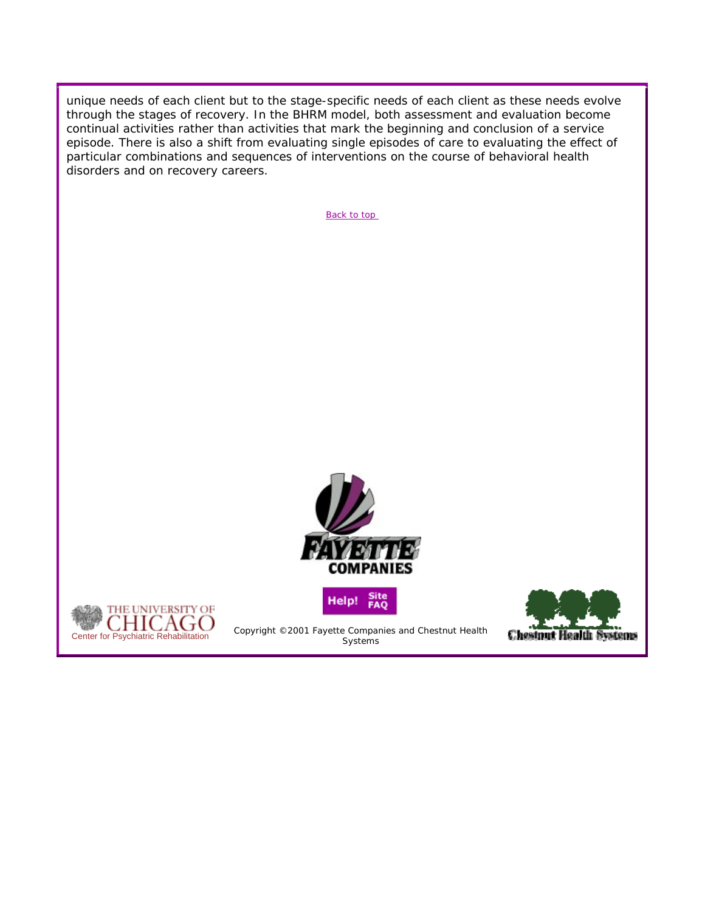unique needs of each client but to the stage-specific needs of each client as these needs evolve through the stages of recovery. In the BHRM model, both assessment and evaluation become continual activities rather than activities that mark the beginning and conclusion of a service episode. There is also a shift from evaluating single episodes of care to evaluating the effect of particular combinations and sequences of interventions on the course of behavioral health disorders and on recovery careers.

Back to top

Copyright ©2001 Fayette Companies and Chestnut Health Systems